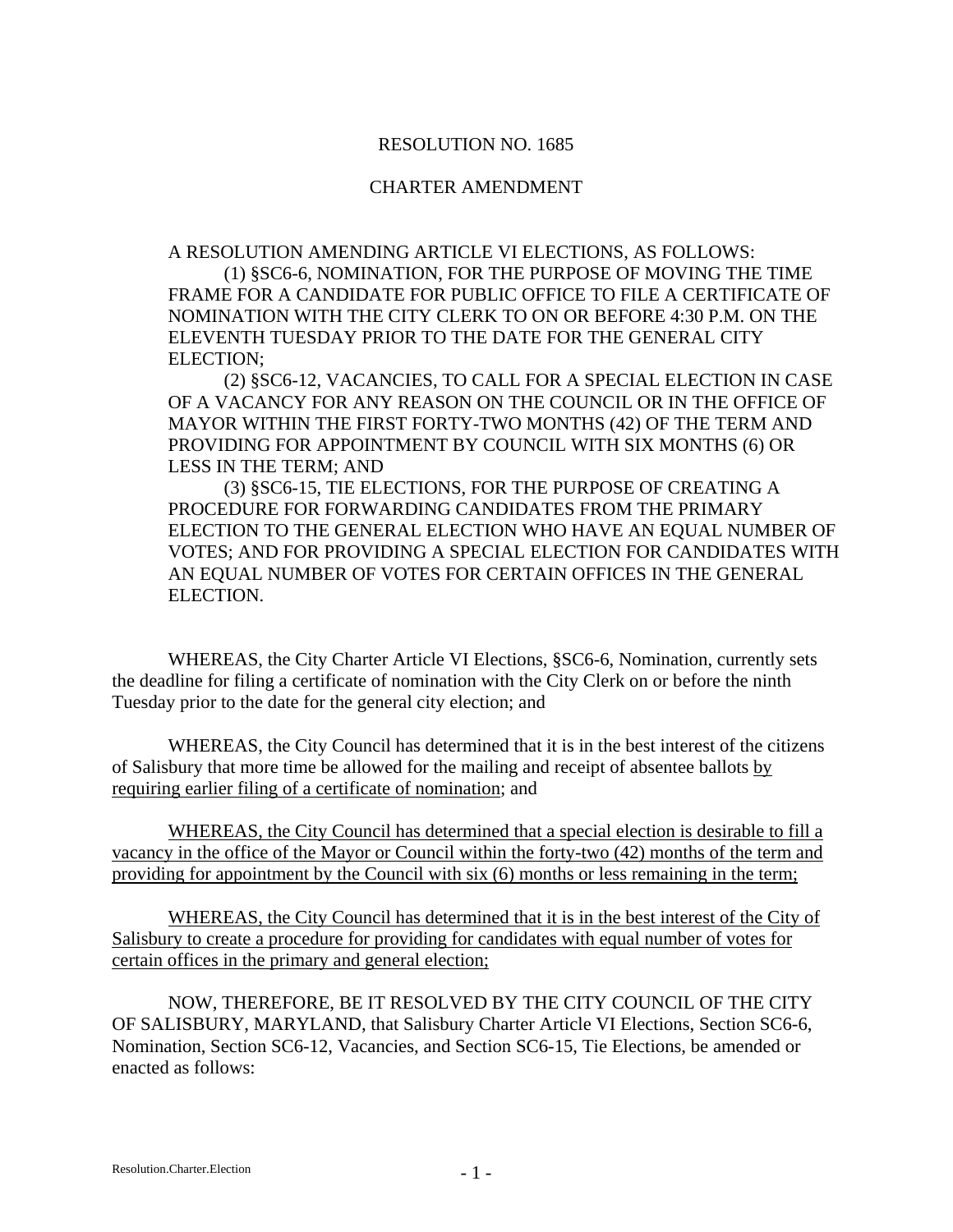RESOLUTION NO. 1685

CHARTER AMENDMENT

A RESOLUTION AMENDING ARTICLE VI ELECTIONS, AS FOLLOWS:

(1) §SC6-6, NOMINATION, FOR THE PURPOSE OF MOVING THE TIME FRAME FOR A CANDIDATE FOR PUBLIC OFFICE TO FILE A CERTIFICATE OF NOMINATION WITH THE CITY CLERK TO ON OR BEFORE 4:30 P.M. ON THE ELEVENTH TUESDAY PRIOR TO THE DATE FOR THE GENERAL CITY ELECTION;

(2) §SC6-12, VACANCIES, TO CALL FOR A SPECIAL ELECTION IN CASE OF A VACANCY FOR ANY REASON ON THE COUNCIL OR IN THE OFFICE OF MAYOR WITHIN THE FIRST FORTY-TWO MONTHS (42) OF THE TERM AND PROVIDING FOR APPOINTMENT BY COUNCIL WITH SIX MONTHS (6) OR LESS IN THE TERM; AND

(3) §SC6-15, TIE ELECTIONS, FOR THE PURPOSE OF CREATING A PROCEDURE FOR FORWARDING CANDIDATES FROM THE PRIMARY ELECTION TO THE GENERAL ELECTION WHO HAVE AN EQUAL NUMBER OF VOTES; AND FOR PROVIDING A SPECIAL ELECTION FOR CANDIDATES WITH AN EQUAL NUMBER OF VOTES FOR CERTAIN OFFICES IN THE GENERAL ELECTION.

WHEREAS, the City Charter Article VI Elections, §SC6-6, Nomination, currently sets the deadline for filing a certificate of nomination with the City Clerk on or before the ninth Tuesday prior to the date for the general city election; and

WHEREAS, the City Council has determined that it is in the best interest of the citizens of Salisbury that more time be allowed for the mailing and receipt of absentee ballots <u>by requiring earlier filing of a certificate of nomination</u>; and

<u>WHEREAS, the City Council has determined that a special election is desirable to fill a vacancy in the office of the Mayor or Council within the forty-two (42) months of the term and providing for appointment by the Council with six (6) months or less remaining in the term;</u>

<u>WHEREAS, the City Council has determined that it is in the best interest of the City of Salisbury to create a procedure for providing for candidates with equal number of votes for certain offices in the primary and general election;</u>

NOW, THEREFORE, BE IT RESOLVED BY THE CITY COUNCIL OF THE CITY OF SALISBURY, MARYLAND, that Salisbury Charter Article VI Elections, Section SC6-6, Nomination, Section SC6-12, Vacancies, and Section SC6-15, Tie Elections, be amended or enacted as follows: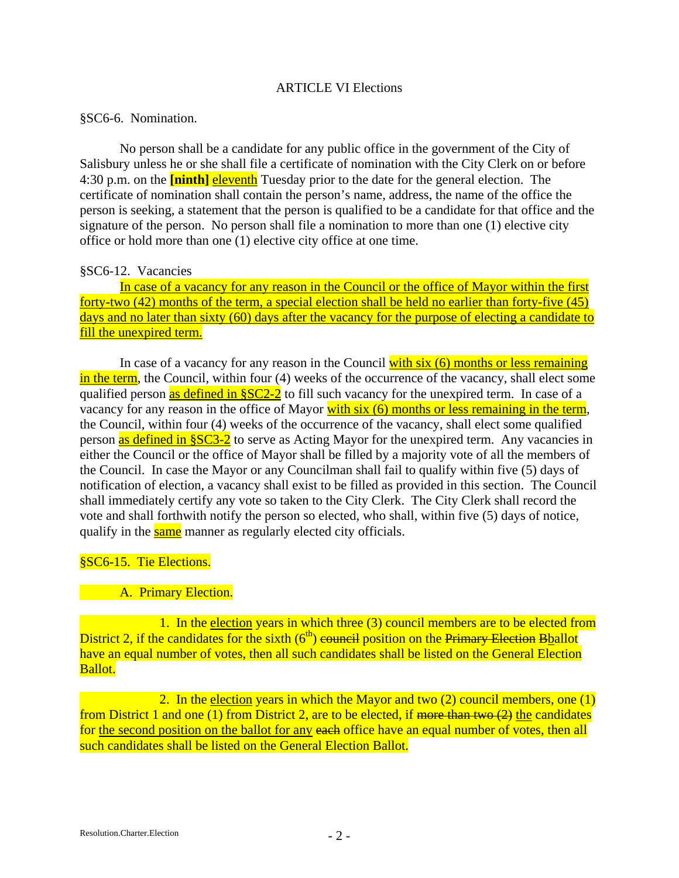ARTICLE VI Elections

§SC6-6. Nomination.

No person shall be a candidate for any public office in the government of the City of Salisbury unless he or she shall file a certificate of nomination with the City Clerk on or before 4:30 p.m. on the **[ninth]** <u>eleventh</u> Tuesday prior to the date for the general election. The certificate of nomination shall contain the person's name, address, the name of the office the person is seeking, a statement that the person is qualified to be a candidate for that office and the signature of the person. No person shall file a nomination to more than one (1) elective city office or hold more than one (1) elective city office at one time.

§SC6-12. Vacancies

<u>In case of a vacancy for any reason in the Council or the office of Mayor within the first forty-two (42) months of the term, a special election shall be held no earlier than forty-five (45) days and no later than sixty (60) days after the vacancy for the purpose of electing a candidate to fill the unexpired term.</u>

In case of a vacancy for any reason in the Council <u>with six (6) months or less remaining in the term</u>, the Council, within four (4) weeks of the occurrence of the vacancy, shall elect some qualified person <u>as defined in §SC2-2</u> to fill such vacancy for the unexpired term. In case of a vacancy for any reason in the office of Mayor <u>with six (6) months or less remaining in the term</u>, the Council, within four (4) weeks of the occurrence of the vacancy, shall elect some qualified person <u>as defined in §SC3-2</u> to serve as Acting Mayor for the unexpired term. Any vacancies in either the Council or the office of Mayor shall be filled by a majority vote of all the members of the Council. In case the Mayor or any Councilman shall fail to qualify within five (5) days of notification of election, a vacancy shall exist to be filled as provided in this section. The Council shall immediately certify any vote so taken to the City Clerk. The City Clerk shall record the vote and shall forthwith notify the person so elected, who shall, within five (5) days of notice, qualify in the <u>same</u> manner as regularly elected city officials.

§SC6-15. Tie Elections.

A. Primary Election.

1. In the <u>election</u> years in which three (3) council members are to be elected from District 2, if the candidates for the sixth (6th) ~~council~~ position on the ~~Primary Election~~ ~~B~~<u>b</u>allot have an equal number of votes, then all such candidates shall be listed on the General Election Ballot.

2. In the <u>election</u> years in which the Mayor and two (2) council members, one (1) from District 1 and one (1) from District 2, are to be elected, if ~~more than two (2)~~ <u>the</u> candidates for <u>the second position on the ballot for any</u> ~~each~~ office have an equal number of votes, then all such candidates shall be listed on the General Election Ballot.

Resolution.Charter.Election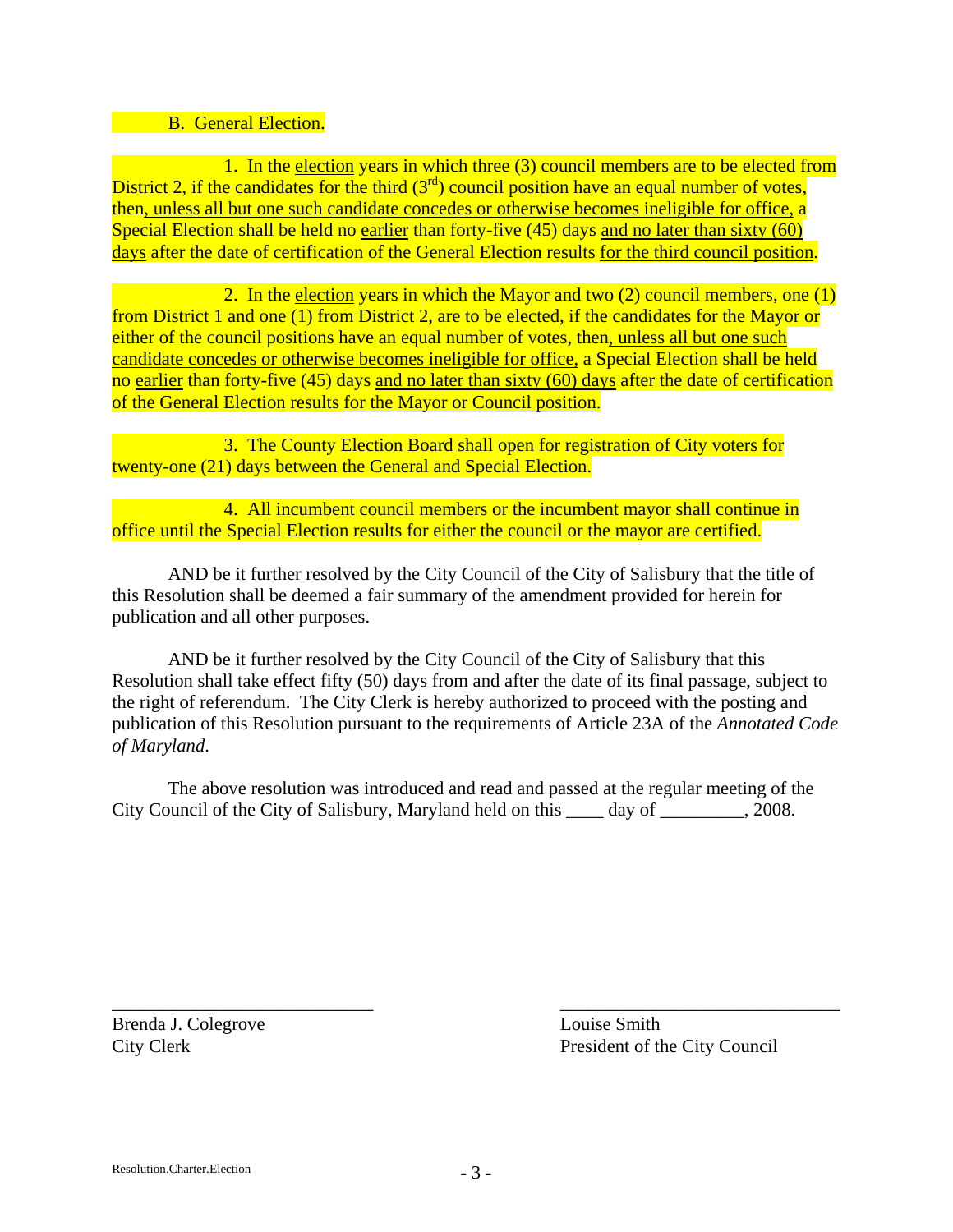B. General Election.

1. In the election years in which three (3) council members are to be elected from District 2, if the candidates for the third ($3^{rd}$) council position have an equal number of votes, then, unless all but one such candidate concedes or otherwise becomes ineligible for office, a Special Election shall be held no earlier than forty-five (45) days and no later than sixty (60) days after the date of certification of the General Election results for the third council position.

2. In the election years in which the Mayor and two (2) council members, one (1) from District 1 and one (1) from District 2, are to be elected, if the candidates for the Mayor or either of the council positions have an equal number of votes, then, unless all but one such candidate concedes or otherwise becomes ineligible for office, a Special Election shall be held no earlier than forty-five (45) days and no later than sixty (60) days after the date of certification of the General Election results for the Mayor or Council position.

3. The County Election Board shall open for registration of City voters for twenty-one (21) days between the General and Special Election.

4. All incumbent council members or the incumbent mayor shall continue in office until the Special Election results for either the council or the mayor are certified.

AND be it further resolved by the City Council of the City of Salisbury that the title of this Resolution shall be deemed a fair summary of the amendment provided for herein for publication and all other purposes.

AND be it further resolved by the City Council of the City of Salisbury that this Resolution shall take effect fifty (50) days from and after the date of its final passage, subject to the right of referendum. The City Clerk is hereby authorized to proceed with the posting and publication of this Resolution pursuant to the requirements of Article 23A of the *Annotated Code of Maryland*.

The above resolution was introduced and read and passed at the regular meeting of the City Council of the City of Salisbury, Maryland held on this ____ day of _________, 2008.

_____________________________
Brenda J. Colegrove
City Clerk

_______________________________
Louise Smith
President of the City Council

Resolution.Charter.Election